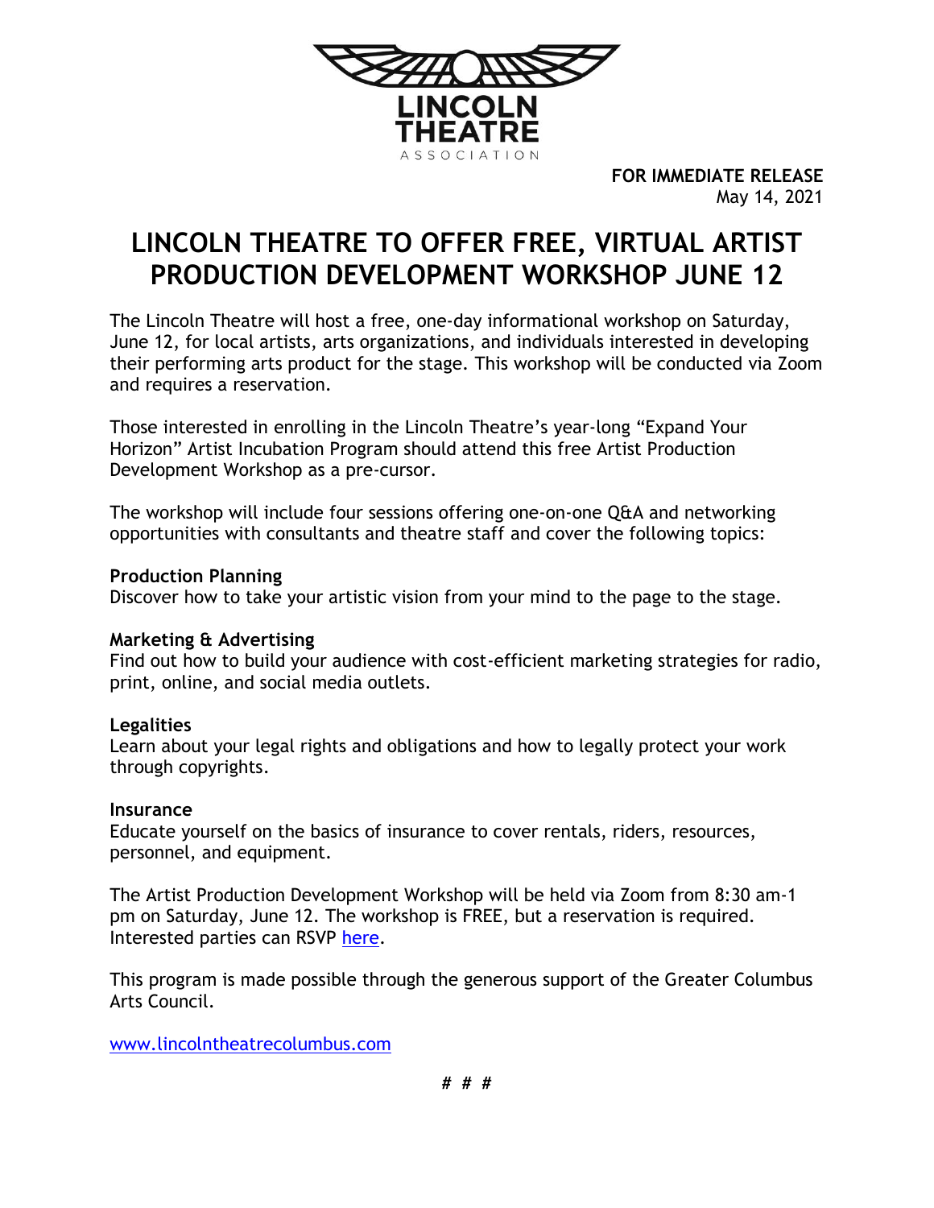LINCOLN THEATRE ASSOCIATION

**FOR IMMEDIATE RELEASE**
May 14, 2021

# LINCOLN THEATRE TO OFFER FREE, VIRTUAL ARTIST PRODUCTION DEVELOPMENT WORKSHOP JUNE 12

The Lincoln Theatre will host a free, one-day informational workshop on Saturday, June 12, for local artists, arts organizations, and individuals interested in developing their performing arts product for the stage. This workshop will be conducted via Zoom and requires a reservation.

Those interested in enrolling in the Lincoln Theatre's year-long "Expand Your Horizon" Artist Incubation Program should attend this free Artist Production Development Workshop as a pre-cursor.

The workshop will include four sessions offering one-on-one Q&A and networking opportunities with consultants and theatre staff and cover the following topics:

**Production Planning**
Discover how to take your artistic vision from your mind to the page to the stage.

**Marketing & Advertising**
Find out how to build your audience with cost-efficient marketing strategies for radio, print, online, and social media outlets.

**Legalities**
Learn about your legal rights and obligations and how to legally protect your work through copyrights.

**Insurance**
Educate yourself on the basics of insurance to cover rentals, riders, resources, personnel, and equipment.

The Artist Production Development Workshop will be held via Zoom from 8:30 am-1 pm on Saturday, June 12. The workshop is FREE, but a reservation is required. Interested parties can RSVP here.

This program is made possible through the generous support of the Greater Columbus Arts Council.

www.lincolntheatrecolumbus.com

*# # #*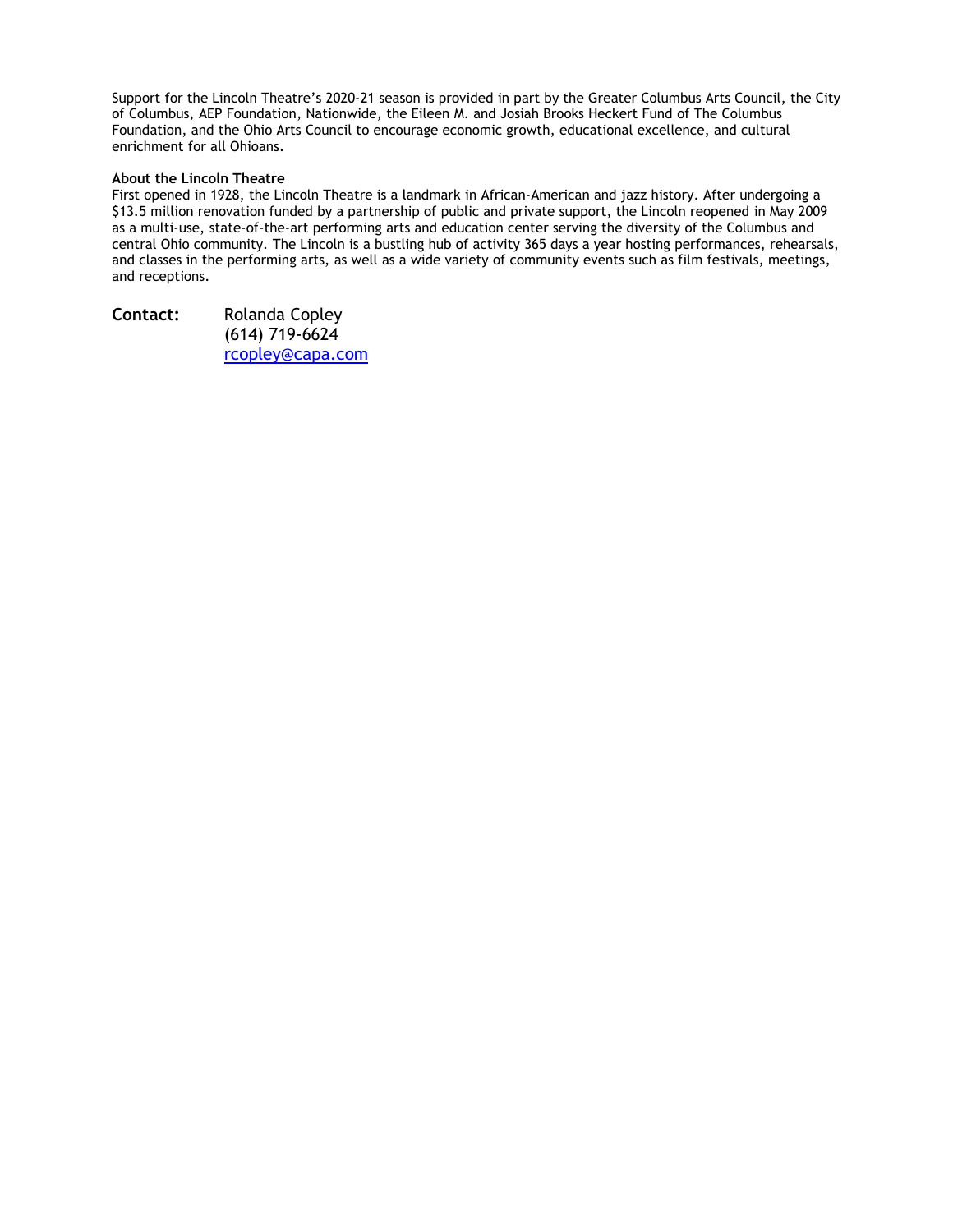Support for the Lincoln Theatre's 2020-21 season is provided in part by the Greater Columbus Arts Council, the City of Columbus, AEP Foundation, Nationwide, the Eileen M. and Josiah Brooks Heckert Fund of The Columbus Foundation, and the Ohio Arts Council to encourage economic growth, educational excellence, and cultural enrichment for all Ohioans.

**About the Lincoln Theatre**

First opened in 1928, the Lincoln Theatre is a landmark in African-American and jazz history. After undergoing a $13.5 million renovation funded by a partnership of public and private support, the Lincoln reopened in May 2009 as a multi-use, state-of-the-art performing arts and education center serving the diversity of the Columbus and central Ohio community. The Lincoln is a bustling hub of activity 365 days a year hosting performances, rehearsals, and classes in the performing arts, as well as a wide variety of community events such as film festivals, meetings, and receptions.

**Contact:** Rolanda Copley
(614) 719-6624
rcopley@capa.com